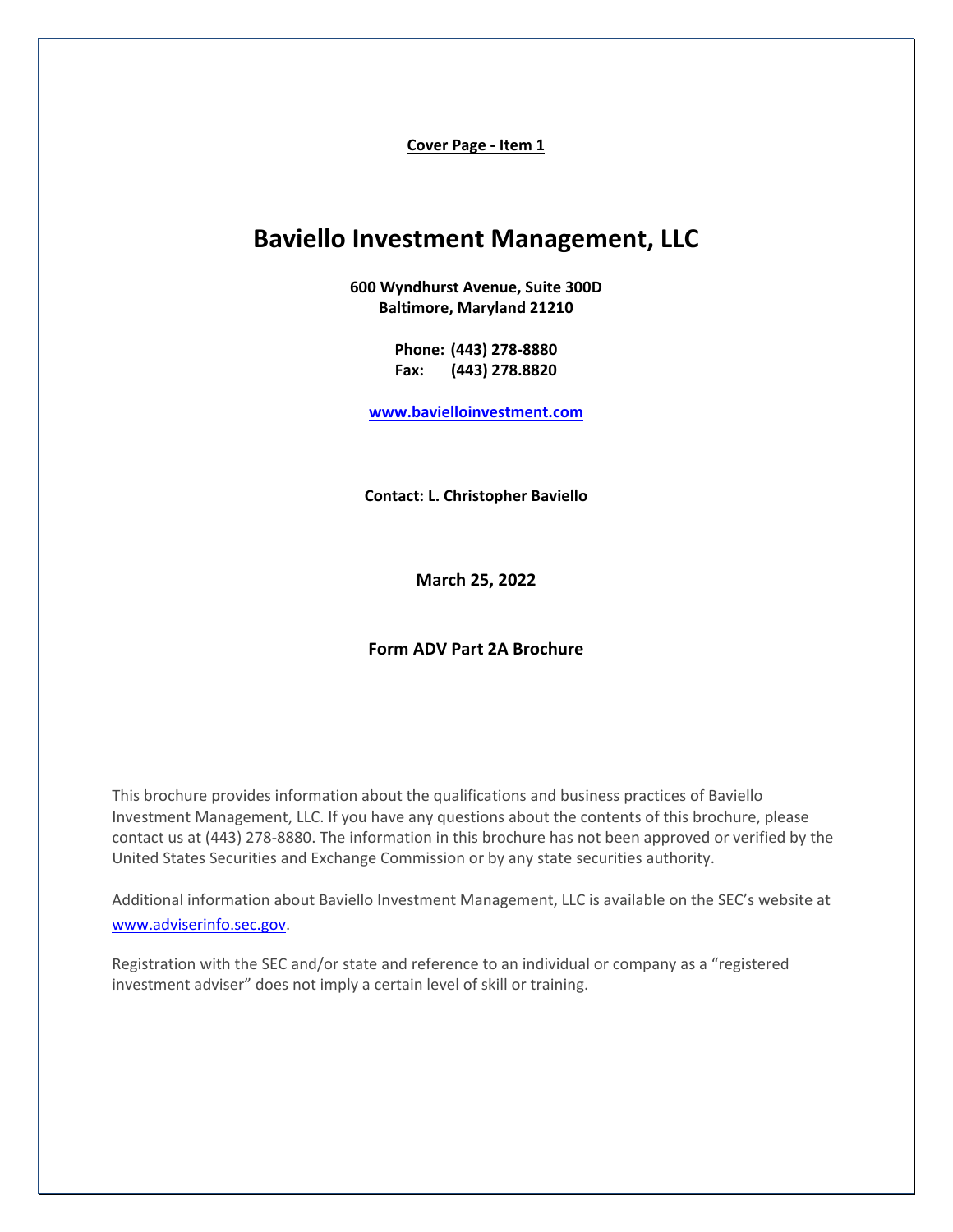**Cover Page - Item 1**

# Baviello Investment Management, LLC

**600 Wyndhurst Avenue, Suite 300D**
**Baltimore, Maryland 21210**

**Phone: (443) 278-8880**
**Fax: (443) 278.8820**

**www.bavielloinvestment.com**

**Contact: L. Christopher Baviello**

**March 25, 2022**

**Form ADV Part 2A Brochure**

This brochure provides information about the qualifications and business practices of Baviello Investment Management, LLC. If you have any questions about the contents of this brochure, please contact us at (443) 278-8880. The information in this brochure has not been approved or verified by the United States Securities and Exchange Commission or by any state securities authority.

Additional information about Baviello Investment Management, LLC is available on the SEC's website at www.adviserinfo.sec.gov.

Registration with the SEC and/or state and reference to an individual or company as a "registered investment adviser" does not imply a certain level of skill or training.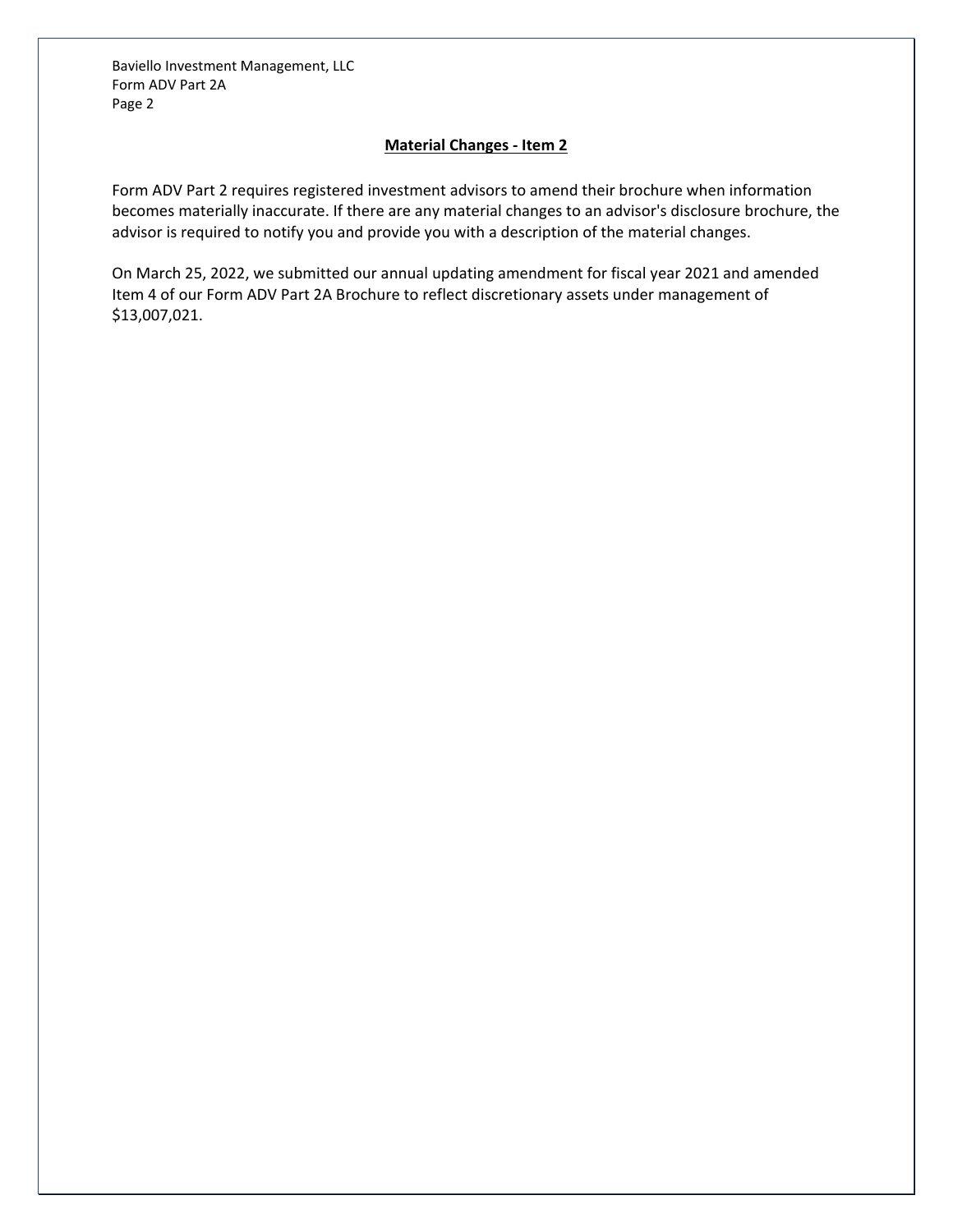## Material Changes - Item 2

Form ADV Part 2 requires registered investment advisors to amend their brochure when information becomes materially inaccurate. If there are any material changes to an advisor's disclosure brochure, the advisor is required to notify you and provide you with a description of the material changes.

On March 25, 2022, we submitted our annual updating amendment for fiscal year 2021 and amended Item 4 of our Form ADV Part 2A Brochure to reflect discretionary assets under management of $13,007,021.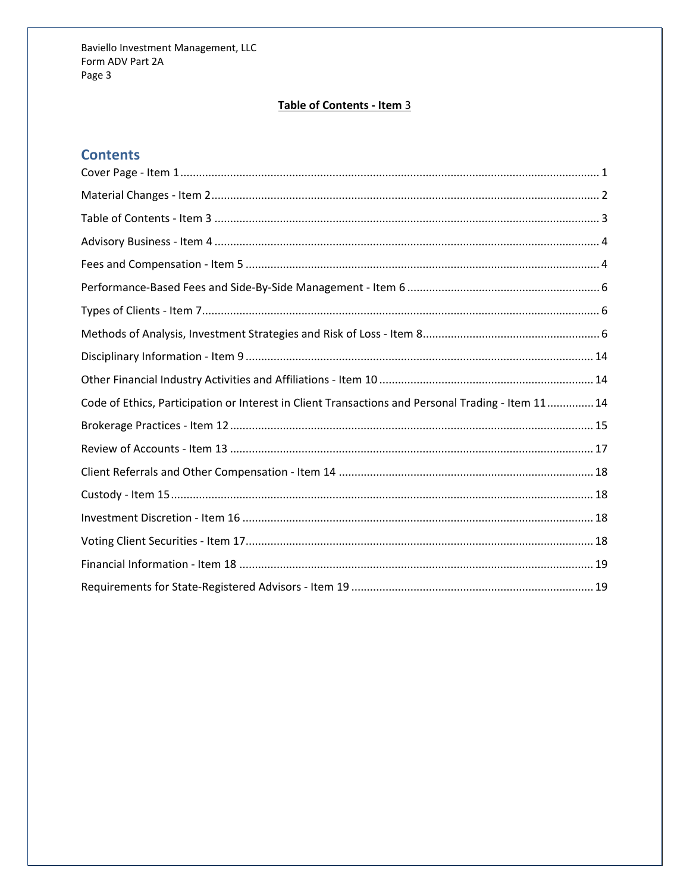**Table of Contents - Item 3**

## Contents

Cover Page - Item 1 ..... 1

Material Changes - Item 2 ..... 2

Table of Contents - Item 3 ..... 3

Advisory Business - Item 4 ..... 4

Fees and Compensation - Item 5 ..... 4

Performance-Based Fees and Side-By-Side Management - Item 6 ..... 6

Types of Clients - Item 7 ..... 6

Methods of Analysis, Investment Strategies and Risk of Loss - Item 8 ..... 6

Disciplinary Information - Item 9 ..... 14

Other Financial Industry Activities and Affiliations - Item 10 ..... 14

Code of Ethics, Participation or Interest in Client Transactions and Personal Trading - Item 11 ..... 14

Brokerage Practices - Item 12 ..... 15

Review of Accounts - Item 13 ..... 17

Client Referrals and Other Compensation - Item 14 ..... 18

Custody - Item 15 ..... 18

Investment Discretion - Item 16 ..... 18

Voting Client Securities - Item 17 ..... 18

Financial Information - Item 18 ..... 19

Requirements for State-Registered Advisors - Item 19 ..... 19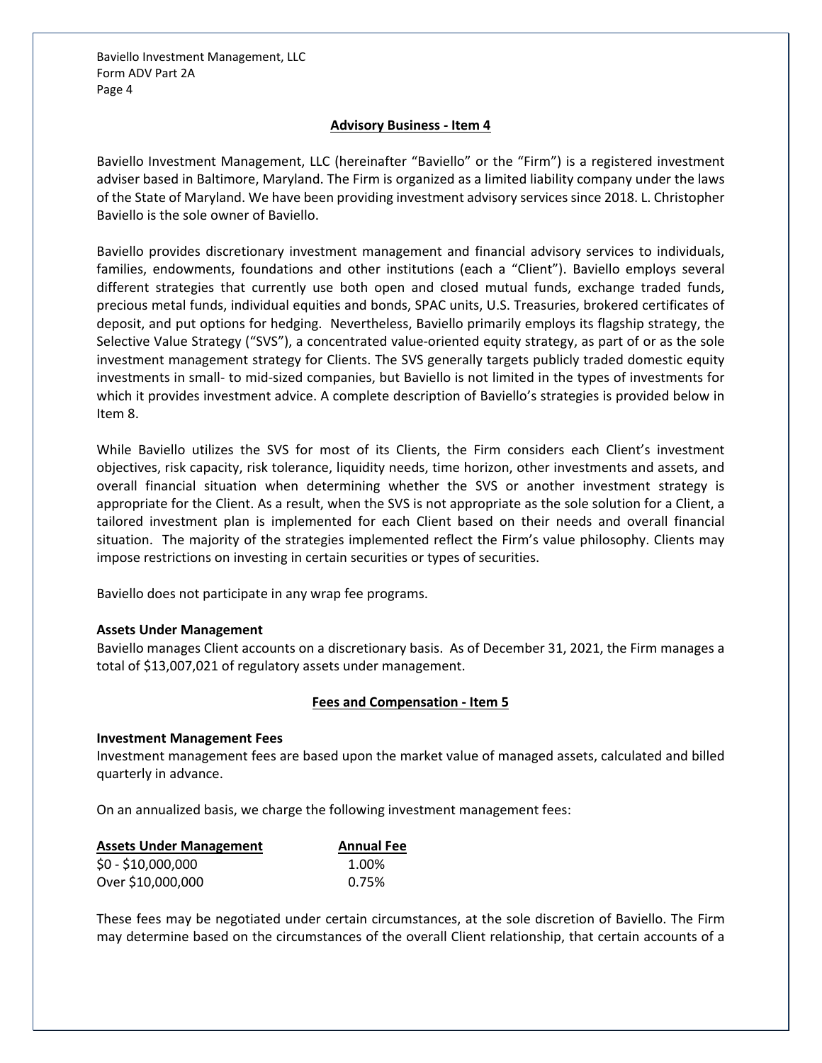## Advisory Business - Item 4

Baviello Investment Management, LLC (hereinafter "Baviello" or the "Firm") is a registered investment adviser based in Baltimore, Maryland. The Firm is organized as a limited liability company under the laws of the State of Maryland. We have been providing investment advisory services since 2018. L. Christopher Baviello is the sole owner of Baviello.

Baviello provides discretionary investment management and financial advisory services to individuals, families, endowments, foundations and other institutions (each a "Client"). Baviello employs several different strategies that currently use both open and closed mutual funds, exchange traded funds, precious metal funds, individual equities and bonds, SPAC units, U.S. Treasuries, brokered certificates of deposit, and put options for hedging. Nevertheless, Baviello primarily employs its flagship strategy, the Selective Value Strategy ("SVS"), a concentrated value-oriented equity strategy, as part of or as the sole investment management strategy for Clients. The SVS generally targets publicly traded domestic equity investments in small- to mid-sized companies, but Baviello is not limited in the types of investments for which it provides investment advice. A complete description of Baviello's strategies is provided below in Item 8.

While Baviello utilizes the SVS for most of its Clients, the Firm considers each Client's investment objectives, risk capacity, risk tolerance, liquidity needs, time horizon, other investments and assets, and overall financial situation when determining whether the SVS or another investment strategy is appropriate for the Client. As a result, when the SVS is not appropriate as the sole solution for a Client, a tailored investment plan is implemented for each Client based on their needs and overall financial situation. The majority of the strategies implemented reflect the Firm's value philosophy. Clients may impose restrictions on investing in certain securities or types of securities.

Baviello does not participate in any wrap fee programs.

### Assets Under Management

Baviello manages Client accounts on a discretionary basis. As of December 31, 2021, the Firm manages a total of $13,007,021 of regulatory assets under management.

## Fees and Compensation - Item 5

### Investment Management Fees

Investment management fees are based upon the market value of managed assets, calculated and billed quarterly in advance.

On an annualized basis, we charge the following investment management fees:

| Assets Under Management | Annual Fee |
|---|---|
| $0 - $10,000,000 | 1.00% |
| Over $10,000,000 | 0.75% |

These fees may be negotiated under certain circumstances, at the sole discretion of Baviello. The Firm may determine based on the circumstances of the overall Client relationship, that certain accounts of a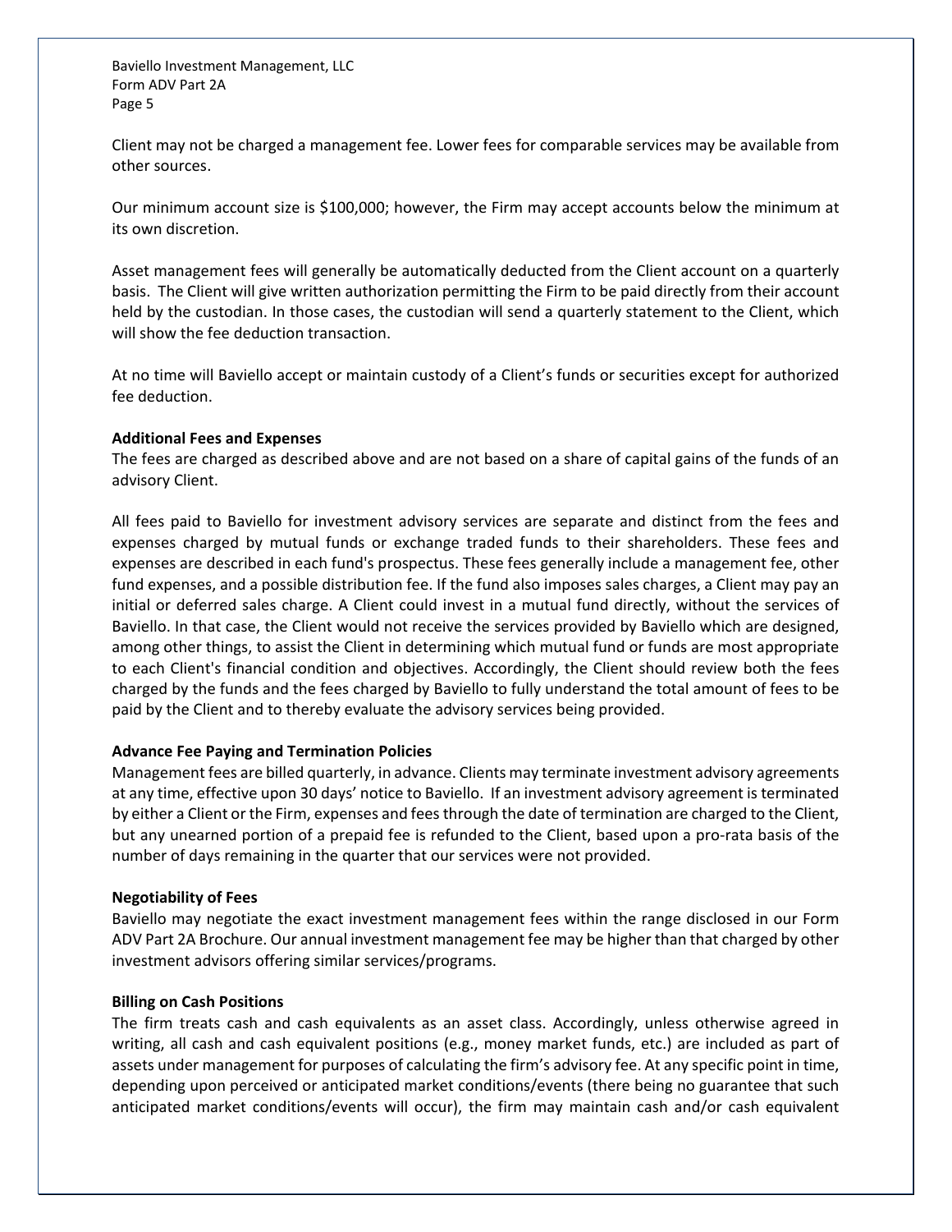Client may not be charged a management fee. Lower fees for comparable services may be available from other sources.

Our minimum account size is $100,000; however, the Firm may accept accounts below the minimum at its own discretion.

Asset management fees will generally be automatically deducted from the Client account on a quarterly basis. The Client will give written authorization permitting the Firm to be paid directly from their account held by the custodian. In those cases, the custodian will send a quarterly statement to the Client, which will show the fee deduction transaction.

At no time will Baviello accept or maintain custody of a Client's funds or securities except for authorized fee deduction.

**Additional Fees and Expenses**

The fees are charged as described above and are not based on a share of capital gains of the funds of an advisory Client.

All fees paid to Baviello for investment advisory services are separate and distinct from the fees and expenses charged by mutual funds or exchange traded funds to their shareholders. These fees and expenses are described in each fund's prospectus. These fees generally include a management fee, other fund expenses, and a possible distribution fee. If the fund also imposes sales charges, a Client may pay an initial or deferred sales charge. A Client could invest in a mutual fund directly, without the services of Baviello. In that case, the Client would not receive the services provided by Baviello which are designed, among other things, to assist the Client in determining which mutual fund or funds are most appropriate to each Client's financial condition and objectives. Accordingly, the Client should review both the fees charged by the funds and the fees charged by Baviello to fully understand the total amount of fees to be paid by the Client and to thereby evaluate the advisory services being provided.

**Advance Fee Paying and Termination Policies**

Management fees are billed quarterly, in advance. Clients may terminate investment advisory agreements at any time, effective upon 30 days' notice to Baviello. If an investment advisory agreement is terminated by either a Client or the Firm, expenses and fees through the date of termination are charged to the Client, but any unearned portion of a prepaid fee is refunded to the Client, based upon a pro-rata basis of the number of days remaining in the quarter that our services were not provided.

**Negotiability of Fees**

Baviello may negotiate the exact investment management fees within the range disclosed in our Form ADV Part 2A Brochure. Our annual investment management fee may be higher than that charged by other investment advisors offering similar services/programs.

**Billing on Cash Positions**

The firm treats cash and cash equivalents as an asset class. Accordingly, unless otherwise agreed in writing, all cash and cash equivalent positions (e.g., money market funds, etc.) are included as part of assets under management for purposes of calculating the firm's advisory fee. At any specific point in time, depending upon perceived or anticipated market conditions/events (there being no guarantee that such anticipated market conditions/events will occur), the firm may maintain cash and/or cash equivalent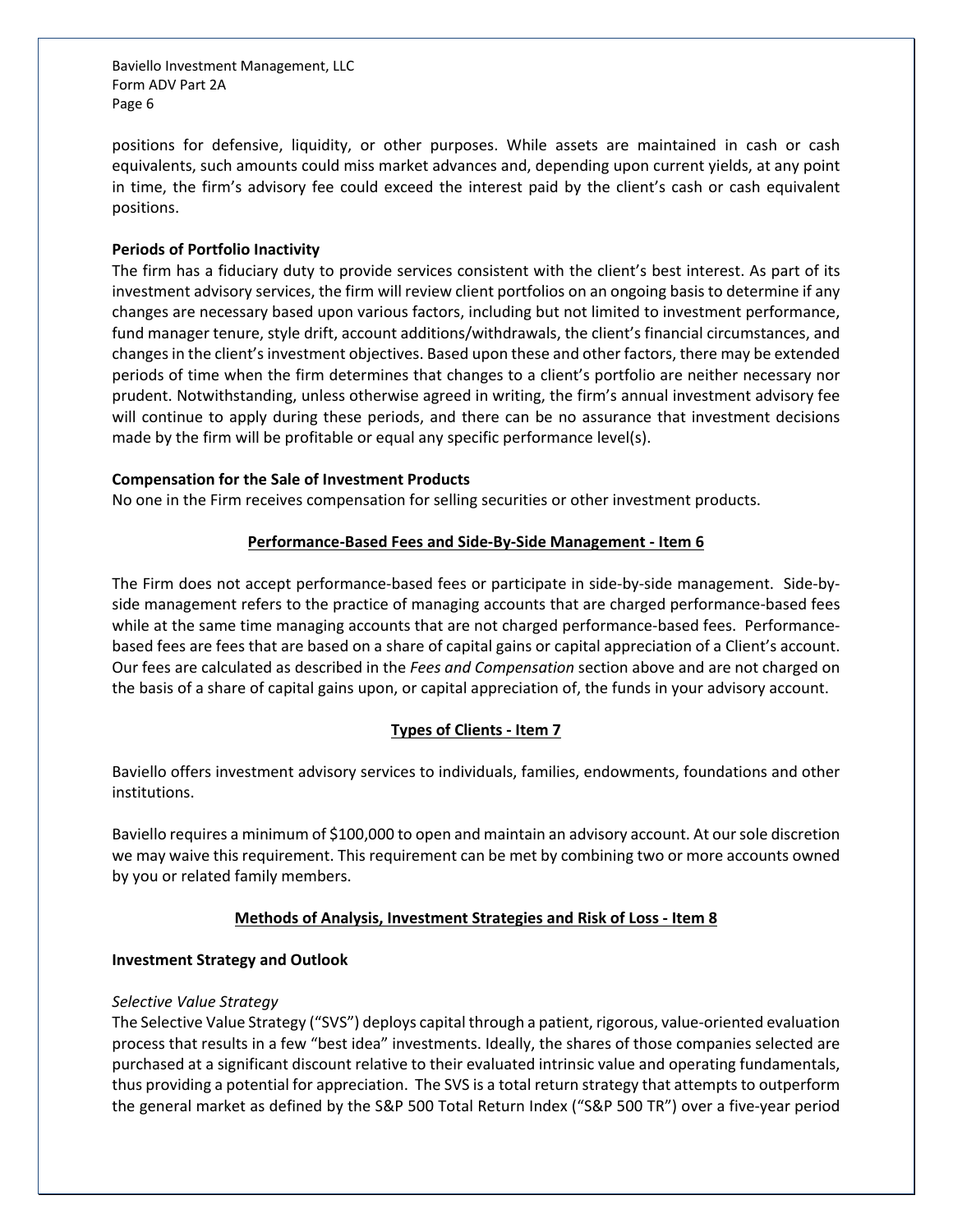positions for defensive, liquidity, or other purposes. While assets are maintained in cash or cash equivalents, such amounts could miss market advances and, depending upon current yields, at any point in time, the firm's advisory fee could exceed the interest paid by the client's cash or cash equivalent positions.

**Periods of Portfolio Inactivity**

The firm has a fiduciary duty to provide services consistent with the client's best interest. As part of its investment advisory services, the firm will review client portfolios on an ongoing basis to determine if any changes are necessary based upon various factors, including but not limited to investment performance, fund manager tenure, style drift, account additions/withdrawals, the client's financial circumstances, and changes in the client's investment objectives. Based upon these and other factors, there may be extended periods of time when the firm determines that changes to a client's portfolio are neither necessary nor prudent. Notwithstanding, unless otherwise agreed in writing, the firm's annual investment advisory fee will continue to apply during these periods, and there can be no assurance that investment decisions made by the firm will be profitable or equal any specific performance level(s).

**Compensation for the Sale of Investment Products**

No one in the Firm receives compensation for selling securities or other investment products.

## Performance-Based Fees and Side-By-Side Management - Item 6

The Firm does not accept performance-based fees or participate in side-by-side management. Side-by-side management refers to the practice of managing accounts that are charged performance-based fees while at the same time managing accounts that are not charged performance-based fees. Performance-based fees are fees that are based on a share of capital gains or capital appreciation of a Client's account. Our fees are calculated as described in the *Fees and Compensation* section above and are not charged on the basis of a share of capital gains upon, or capital appreciation of, the funds in your advisory account.

## Types of Clients - Item 7

Baviello offers investment advisory services to individuals, families, endowments, foundations and other institutions.

Baviello requires a minimum of $100,000 to open and maintain an advisory account. At our sole discretion we may waive this requirement. This requirement can be met by combining two or more accounts owned by you or related family members.

## Methods of Analysis, Investment Strategies and Risk of Loss - Item 8

**Investment Strategy and Outlook**

*Selective Value Strategy*

The Selective Value Strategy ("SVS") deploys capital through a patient, rigorous, value-oriented evaluation process that results in a few "best idea" investments. Ideally, the shares of those companies selected are purchased at a significant discount relative to their evaluated intrinsic value and operating fundamentals, thus providing a potential for appreciation. The SVS is a total return strategy that attempts to outperform the general market as defined by the S&P 500 Total Return Index ("S&P 500 TR") over a five-year period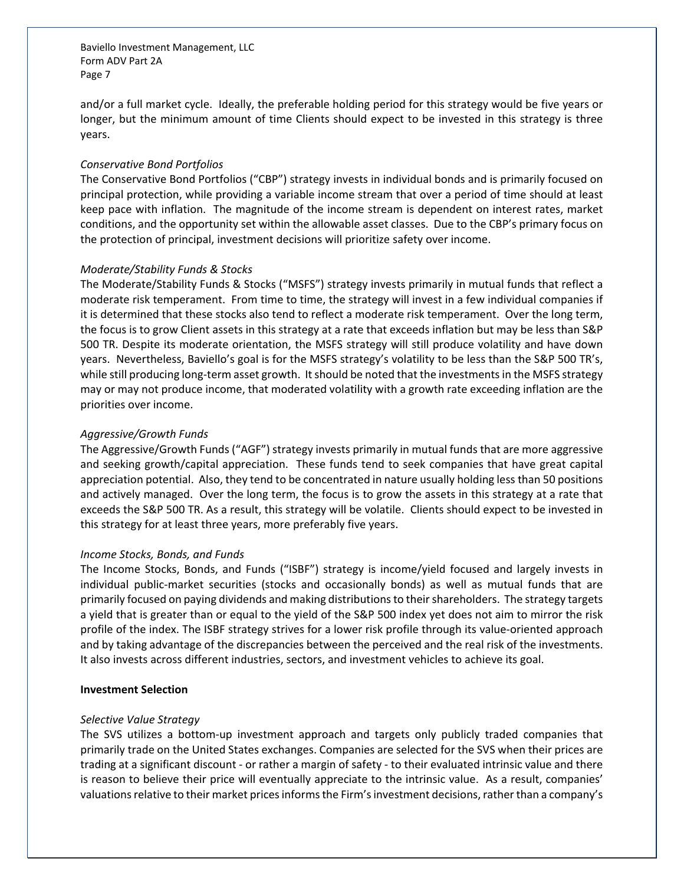and/or a full market cycle. Ideally, the preferable holding period for this strategy would be five years or longer, but the minimum amount of time Clients should expect to be invested in this strategy is three years.

*Conservative Bond Portfolios*

The Conservative Bond Portfolios ("CBP") strategy invests in individual bonds and is primarily focused on principal protection, while providing a variable income stream that over a period of time should at least keep pace with inflation. The magnitude of the income stream is dependent on interest rates, market conditions, and the opportunity set within the allowable asset classes. Due to the CBP's primary focus on the protection of principal, investment decisions will prioritize safety over income.

*Moderate/Stability Funds & Stocks*

The Moderate/Stability Funds & Stocks ("MSFS") strategy invests primarily in mutual funds that reflect a moderate risk temperament. From time to time, the strategy will invest in a few individual companies if it is determined that these stocks also tend to reflect a moderate risk temperament. Over the long term, the focus is to grow Client assets in this strategy at a rate that exceeds inflation but may be less than S&P 500 TR. Despite its moderate orientation, the MSFS strategy will still produce volatility and have down years. Nevertheless, Baviello's goal is for the MSFS strategy's volatility to be less than the S&P 500 TR's, while still producing long-term asset growth. It should be noted that the investments in the MSFS strategy may or may not produce income, that moderated volatility with a growth rate exceeding inflation are the priorities over income.

*Aggressive/Growth Funds*

The Aggressive/Growth Funds ("AGF") strategy invests primarily in mutual funds that are more aggressive and seeking growth/capital appreciation. These funds tend to seek companies that have great capital appreciation potential. Also, they tend to be concentrated in nature usually holding less than 50 positions and actively managed. Over the long term, the focus is to grow the assets in this strategy at a rate that exceeds the S&P 500 TR. As a result, this strategy will be volatile. Clients should expect to be invested in this strategy for at least three years, more preferably five years.

*Income Stocks, Bonds, and Funds*

The Income Stocks, Bonds, and Funds ("ISBF") strategy is income/yield focused and largely invests in individual public-market securities (stocks and occasionally bonds) as well as mutual funds that are primarily focused on paying dividends and making distributions to their shareholders. The strategy targets a yield that is greater than or equal to the yield of the S&P 500 index yet does not aim to mirror the risk profile of the index. The ISBF strategy strives for a lower risk profile through its value-oriented approach and by taking advantage of the discrepancies between the perceived and the real risk of the investments. It also invests across different industries, sectors, and investment vehicles to achieve its goal.

**Investment Selection**

*Selective Value Strategy*

The SVS utilizes a bottom-up investment approach and targets only publicly traded companies that primarily trade on the United States exchanges. Companies are selected for the SVS when their prices are trading at a significant discount - or rather a margin of safety - to their evaluated intrinsic value and there is reason to believe their price will eventually appreciate to the intrinsic value. As a result, companies' valuations relative to their market prices informs the Firm's investment decisions, rather than a company's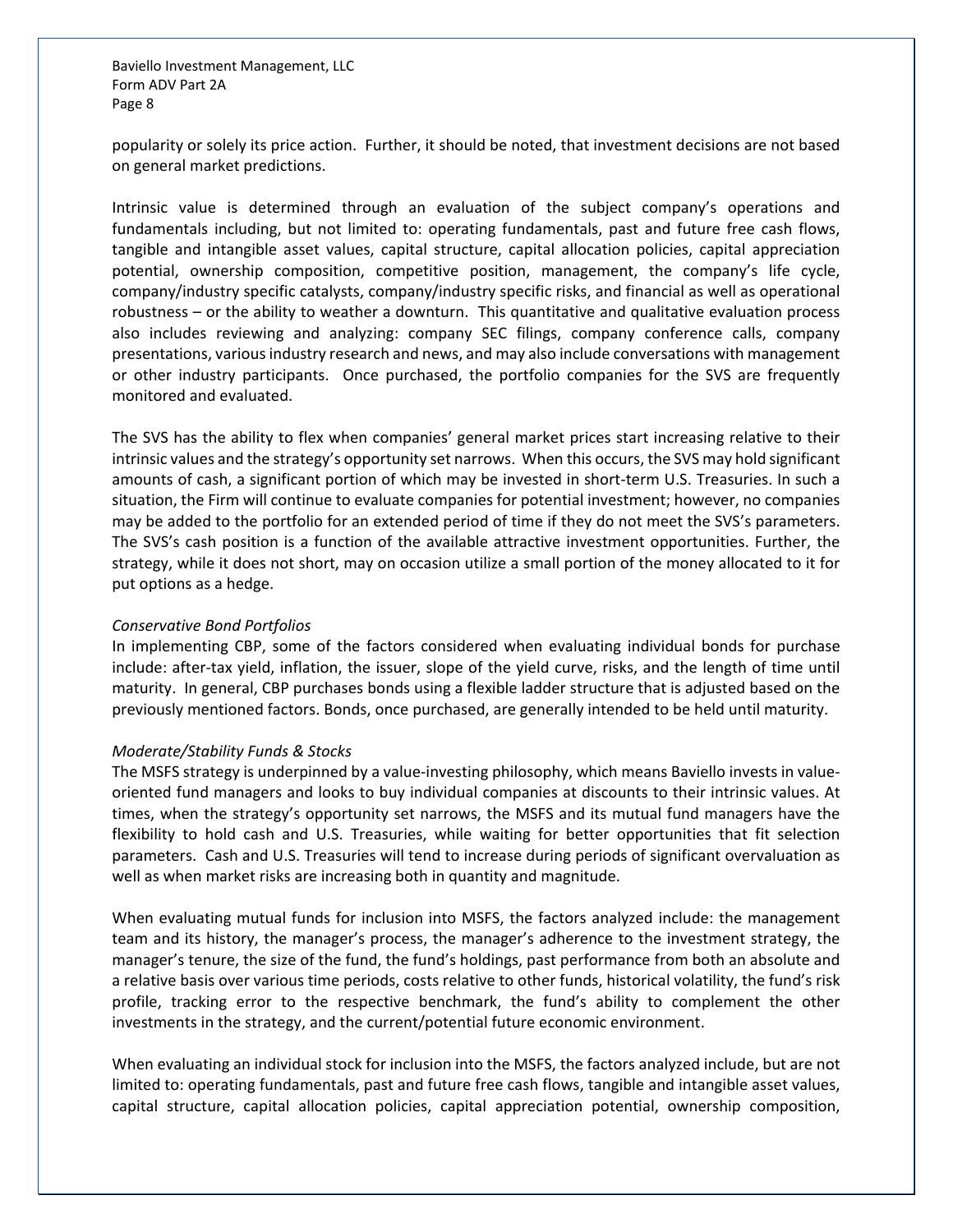popularity or solely its price action. Further, it should be noted, that investment decisions are not based on general market predictions.

Intrinsic value is determined through an evaluation of the subject company's operations and fundamentals including, but not limited to: operating fundamentals, past and future free cash flows, tangible and intangible asset values, capital structure, capital allocation policies, capital appreciation potential, ownership composition, competitive position, management, the company's life cycle, company/industry specific catalysts, company/industry specific risks, and financial as well as operational robustness – or the ability to weather a downturn. This quantitative and qualitative evaluation process also includes reviewing and analyzing: company SEC filings, company conference calls, company presentations, various industry research and news, and may also include conversations with management or other industry participants. Once purchased, the portfolio companies for the SVS are frequently monitored and evaluated.

The SVS has the ability to flex when companies' general market prices start increasing relative to their intrinsic values and the strategy's opportunity set narrows. When this occurs, the SVS may hold significant amounts of cash, a significant portion of which may be invested in short-term U.S. Treasuries. In such a situation, the Firm will continue to evaluate companies for potential investment; however, no companies may be added to the portfolio for an extended period of time if they do not meet the SVS's parameters. The SVS's cash position is a function of the available attractive investment opportunities. Further, the strategy, while it does not short, may on occasion utilize a small portion of the money allocated to it for put options as a hedge.

*Conservative Bond Portfolios*

In implementing CBP, some of the factors considered when evaluating individual bonds for purchase include: after-tax yield, inflation, the issuer, slope of the yield curve, risks, and the length of time until maturity. In general, CBP purchases bonds using a flexible ladder structure that is adjusted based on the previously mentioned factors. Bonds, once purchased, are generally intended to be held until maturity.

*Moderate/Stability Funds & Stocks*

The MSFS strategy is underpinned by a value-investing philosophy, which means Baviello invests in value-oriented fund managers and looks to buy individual companies at discounts to their intrinsic values. At times, when the strategy's opportunity set narrows, the MSFS and its mutual fund managers have the flexibility to hold cash and U.S. Treasuries, while waiting for better opportunities that fit selection parameters. Cash and U.S. Treasuries will tend to increase during periods of significant overvaluation as well as when market risks are increasing both in quantity and magnitude.

When evaluating mutual funds for inclusion into MSFS, the factors analyzed include: the management team and its history, the manager's process, the manager's adherence to the investment strategy, the manager's tenure, the size of the fund, the fund's holdings, past performance from both an absolute and a relative basis over various time periods, costs relative to other funds, historical volatility, the fund's risk profile, tracking error to the respective benchmark, the fund's ability to complement the other investments in the strategy, and the current/potential future economic environment.

When evaluating an individual stock for inclusion into the MSFS, the factors analyzed include, but are not limited to: operating fundamentals, past and future free cash flows, tangible and intangible asset values, capital structure, capital allocation policies, capital appreciation potential, ownership composition,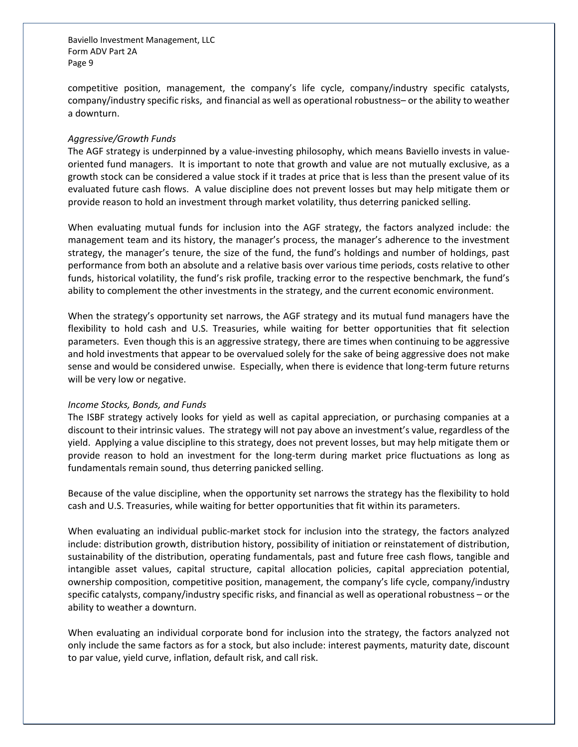competitive position, management, the company's life cycle, company/industry specific catalysts, company/industry specific risks, and financial as well as operational robustness– or the ability to weather a downturn.

*Aggressive/Growth Funds*

The AGF strategy is underpinned by a value-investing philosophy, which means Baviello invests in value-oriented fund managers. It is important to note that growth and value are not mutually exclusive, as a growth stock can be considered a value stock if it trades at price that is less than the present value of its evaluated future cash flows. A value discipline does not prevent losses but may help mitigate them or provide reason to hold an investment through market volatility, thus deterring panicked selling.

When evaluating mutual funds for inclusion into the AGF strategy, the factors analyzed include: the management team and its history, the manager's process, the manager's adherence to the investment strategy, the manager's tenure, the size of the fund, the fund's holdings and number of holdings, past performance from both an absolute and a relative basis over various time periods, costs relative to other funds, historical volatility, the fund's risk profile, tracking error to the respective benchmark, the fund's ability to complement the other investments in the strategy, and the current economic environment.

When the strategy's opportunity set narrows, the AGF strategy and its mutual fund managers have the flexibility to hold cash and U.S. Treasuries, while waiting for better opportunities that fit selection parameters. Even though this is an aggressive strategy, there are times when continuing to be aggressive and hold investments that appear to be overvalued solely for the sake of being aggressive does not make sense and would be considered unwise. Especially, when there is evidence that long-term future returns will be very low or negative.

*Income Stocks, Bonds, and Funds*

The ISBF strategy actively looks for yield as well as capital appreciation, or purchasing companies at a discount to their intrinsic values. The strategy will not pay above an investment's value, regardless of the yield. Applying a value discipline to this strategy, does not prevent losses, but may help mitigate them or provide reason to hold an investment for the long-term during market price fluctuations as long as fundamentals remain sound, thus deterring panicked selling.

Because of the value discipline, when the opportunity set narrows the strategy has the flexibility to hold cash and U.S. Treasuries, while waiting for better opportunities that fit within its parameters.

When evaluating an individual public-market stock for inclusion into the strategy, the factors analyzed include: distribution growth, distribution history, possibility of initiation or reinstatement of distribution, sustainability of the distribution, operating fundamentals, past and future free cash flows, tangible and intangible asset values, capital structure, capital allocation policies, capital appreciation potential, ownership composition, competitive position, management, the company's life cycle, company/industry specific catalysts, company/industry specific risks, and financial as well as operational robustness – or the ability to weather a downturn.

When evaluating an individual corporate bond for inclusion into the strategy, the factors analyzed not only include the same factors as for a stock, but also include: interest payments, maturity date, discount to par value, yield curve, inflation, default risk, and call risk.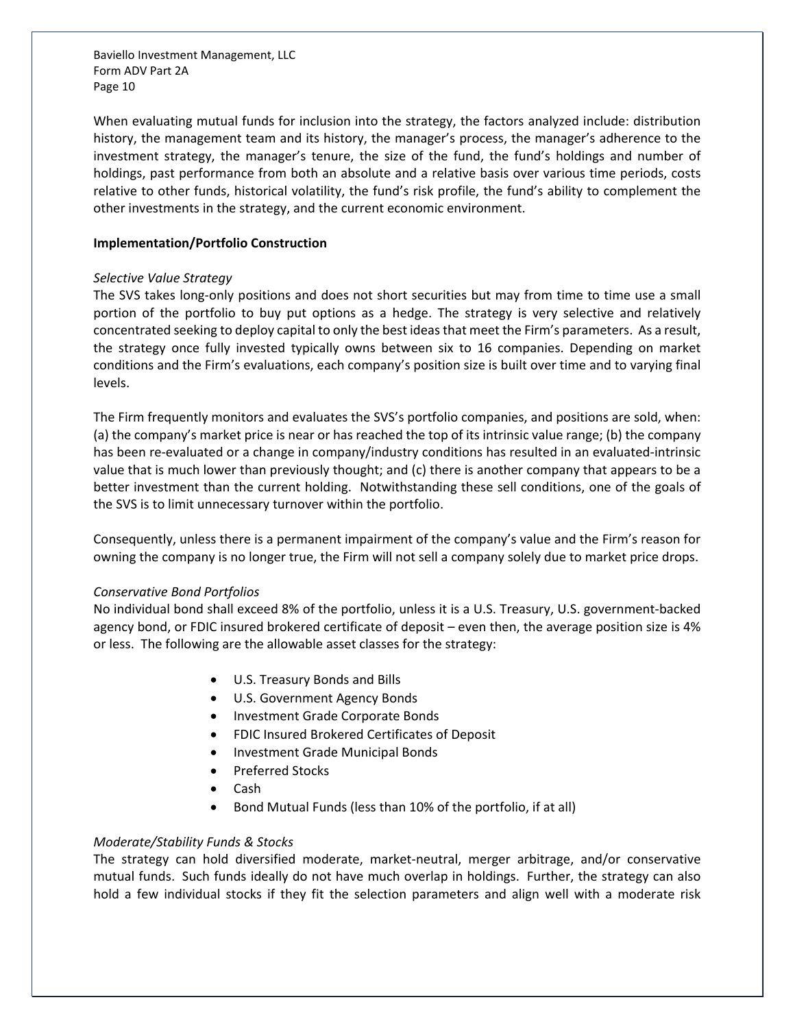When evaluating mutual funds for inclusion into the strategy, the factors analyzed include: distribution history, the management team and its history, the manager's process, the manager's adherence to the investment strategy, the manager's tenure, the size of the fund, the fund's holdings and number of holdings, past performance from both an absolute and a relative basis over various time periods, costs relative to other funds, historical volatility, the fund's risk profile, the fund's ability to complement the other investments in the strategy, and the current economic environment.

**Implementation/Portfolio Construction**

*Selective Value Strategy*

The SVS takes long-only positions and does not short securities but may from time to time use a small portion of the portfolio to buy put options as a hedge. The strategy is very selective and relatively concentrated seeking to deploy capital to only the best ideas that meet the Firm's parameters. As a result, the strategy once fully invested typically owns between six to 16 companies. Depending on market conditions and the Firm's evaluations, each company's position size is built over time and to varying final levels.

The Firm frequently monitors and evaluates the SVS's portfolio companies, and positions are sold, when: (a) the company's market price is near or has reached the top of its intrinsic value range; (b) the company has been re-evaluated or a change in company/industry conditions has resulted in an evaluated-intrinsic value that is much lower than previously thought; and (c) there is another company that appears to be a better investment than the current holding. Notwithstanding these sell conditions, one of the goals of the SVS is to limit unnecessary turnover within the portfolio.

Consequently, unless there is a permanent impairment of the company's value and the Firm's reason for owning the company is no longer true, the Firm will not sell a company solely due to market price drops.

*Conservative Bond Portfolios*

No individual bond shall exceed 8% of the portfolio, unless it is a U.S. Treasury, U.S. government-backed agency bond, or FDIC insured brokered certificate of deposit – even then, the average position size is 4% or less. The following are the allowable asset classes for the strategy:

- U.S. Treasury Bonds and Bills
- U.S. Government Agency Bonds
- Investment Grade Corporate Bonds
- FDIC Insured Brokered Certificates of Deposit
- Investment Grade Municipal Bonds
- Preferred Stocks
- Cash
- Bond Mutual Funds (less than 10% of the portfolio, if at all)

*Moderate/Stability Funds & Stocks*

The strategy can hold diversified moderate, market-neutral, merger arbitrage, and/or conservative mutual funds. Such funds ideally do not have much overlap in holdings. Further, the strategy can also hold a few individual stocks if they fit the selection parameters and align well with a moderate risk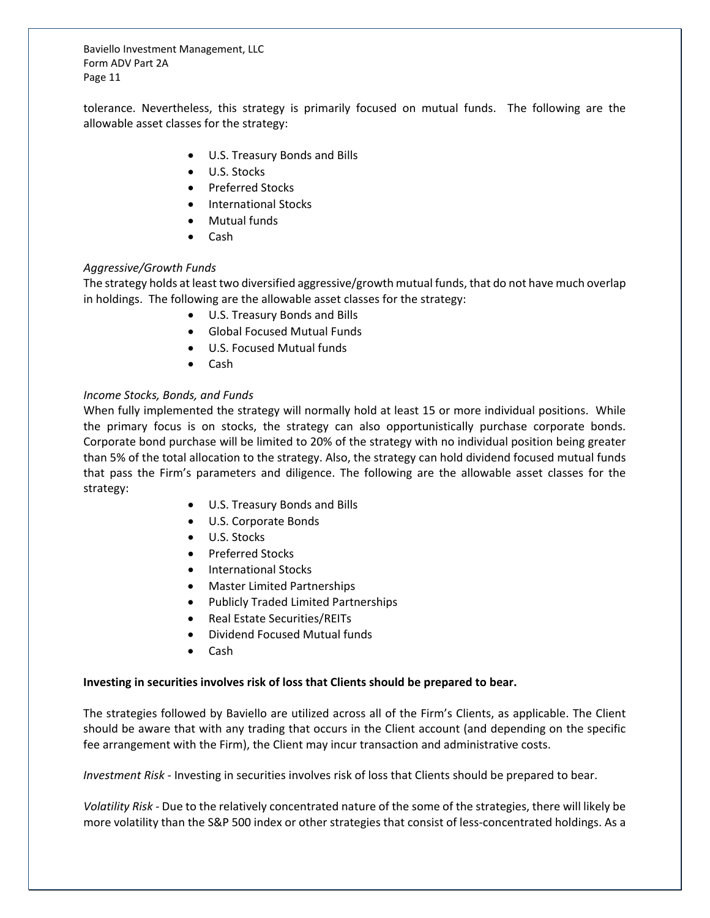tolerance. Nevertheless, this strategy is primarily focused on mutual funds. The following are the allowable asset classes for the strategy:

- U.S. Treasury Bonds and Bills
- U.S. Stocks
- Preferred Stocks
- International Stocks
- Mutual funds
- Cash

*Aggressive/Growth Funds*

The strategy holds at least two diversified aggressive/growth mutual funds, that do not have much overlap in holdings. The following are the allowable asset classes for the strategy:

- U.S. Treasury Bonds and Bills
- Global Focused Mutual Funds
- U.S. Focused Mutual funds
- Cash

*Income Stocks, Bonds, and Funds*

When fully implemented the strategy will normally hold at least 15 or more individual positions. While the primary focus is on stocks, the strategy can also opportunistically purchase corporate bonds. Corporate bond purchase will be limited to 20% of the strategy with no individual position being greater than 5% of the total allocation to the strategy. Also, the strategy can hold dividend focused mutual funds that pass the Firm's parameters and diligence. The following are the allowable asset classes for the strategy:

- U.S. Treasury Bonds and Bills
- U.S. Corporate Bonds
- U.S. Stocks
- Preferred Stocks
- International Stocks
- Master Limited Partnerships
- Publicly Traded Limited Partnerships
- Real Estate Securities/REITs
- Dividend Focused Mutual funds
- Cash

**Investing in securities involves risk of loss that Clients should be prepared to bear.**

The strategies followed by Baviello are utilized across all of the Firm's Clients, as applicable. The Client should be aware that with any trading that occurs in the Client account (and depending on the specific fee arrangement with the Firm), the Client may incur transaction and administrative costs.

*Investment Risk* - Investing in securities involves risk of loss that Clients should be prepared to bear.

*Volatility Risk* - Due to the relatively concentrated nature of the some of the strategies, there will likely be more volatility than the S&P 500 index or other strategies that consist of less-concentrated holdings. As a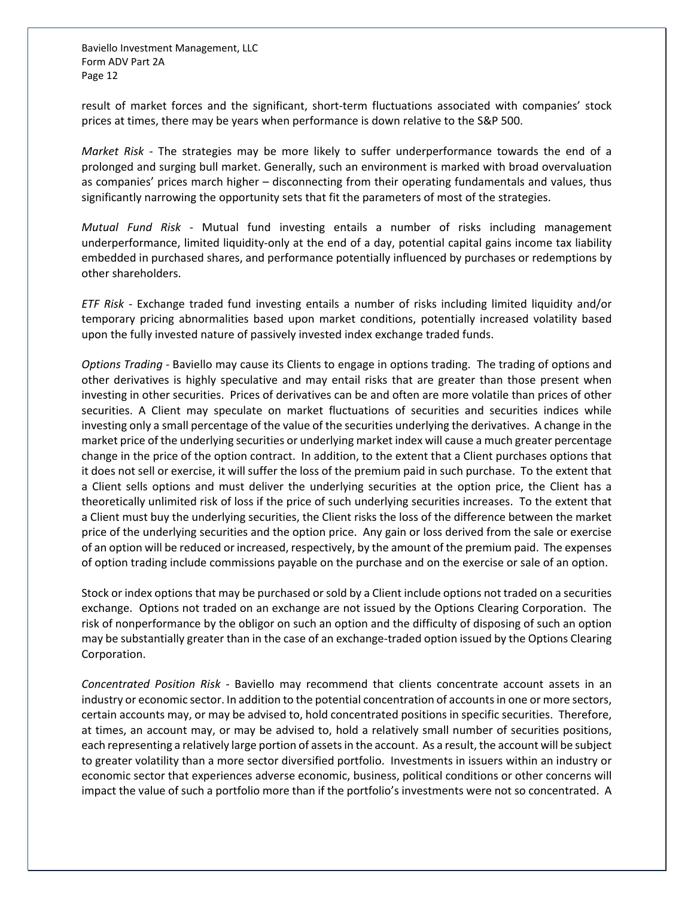result of market forces and the significant, short-term fluctuations associated with companies' stock prices at times, there may be years when performance is down relative to the S&P 500.

*Market Risk* - The strategies may be more likely to suffer underperformance towards the end of a prolonged and surging bull market. Generally, such an environment is marked with broad overvaluation as companies' prices march higher – disconnecting from their operating fundamentals and values, thus significantly narrowing the opportunity sets that fit the parameters of most of the strategies.

*Mutual Fund Risk* - Mutual fund investing entails a number of risks including management underperformance, limited liquidity-only at the end of a day, potential capital gains income tax liability embedded in purchased shares, and performance potentially influenced by purchases or redemptions by other shareholders.

*ETF Risk* - Exchange traded fund investing entails a number of risks including limited liquidity and/or temporary pricing abnormalities based upon market conditions, potentially increased volatility based upon the fully invested nature of passively invested index exchange traded funds.

*Options Trading* - Baviello may cause its Clients to engage in options trading. The trading of options and other derivatives is highly speculative and may entail risks that are greater than those present when investing in other securities. Prices of derivatives can be and often are more volatile than prices of other securities. A Client may speculate on market fluctuations of securities and securities indices while investing only a small percentage of the value of the securities underlying the derivatives. A change in the market price of the underlying securities or underlying market index will cause a much greater percentage change in the price of the option contract. In addition, to the extent that a Client purchases options that it does not sell or exercise, it will suffer the loss of the premium paid in such purchase. To the extent that a Client sells options and must deliver the underlying securities at the option price, the Client has a theoretically unlimited risk of loss if the price of such underlying securities increases. To the extent that a Client must buy the underlying securities, the Client risks the loss of the difference between the market price of the underlying securities and the option price. Any gain or loss derived from the sale or exercise of an option will be reduced or increased, respectively, by the amount of the premium paid. The expenses of option trading include commissions payable on the purchase and on the exercise or sale of an option.

Stock or index options that may be purchased or sold by a Client include options not traded on a securities exchange. Options not traded on an exchange are not issued by the Options Clearing Corporation. The risk of nonperformance by the obligor on such an option and the difficulty of disposing of such an option may be substantially greater than in the case of an exchange-traded option issued by the Options Clearing Corporation.

*Concentrated Position Risk* - Baviello may recommend that clients concentrate account assets in an industry or economic sector. In addition to the potential concentration of accounts in one or more sectors, certain accounts may, or may be advised to, hold concentrated positions in specific securities. Therefore, at times, an account may, or may be advised to, hold a relatively small number of securities positions, each representing a relatively large portion of assets in the account. As a result, the account will be subject to greater volatility than a more sector diversified portfolio. Investments in issuers within an industry or economic sector that experiences adverse economic, business, political conditions or other concerns will impact the value of such a portfolio more than if the portfolio's investments were not so concentrated. A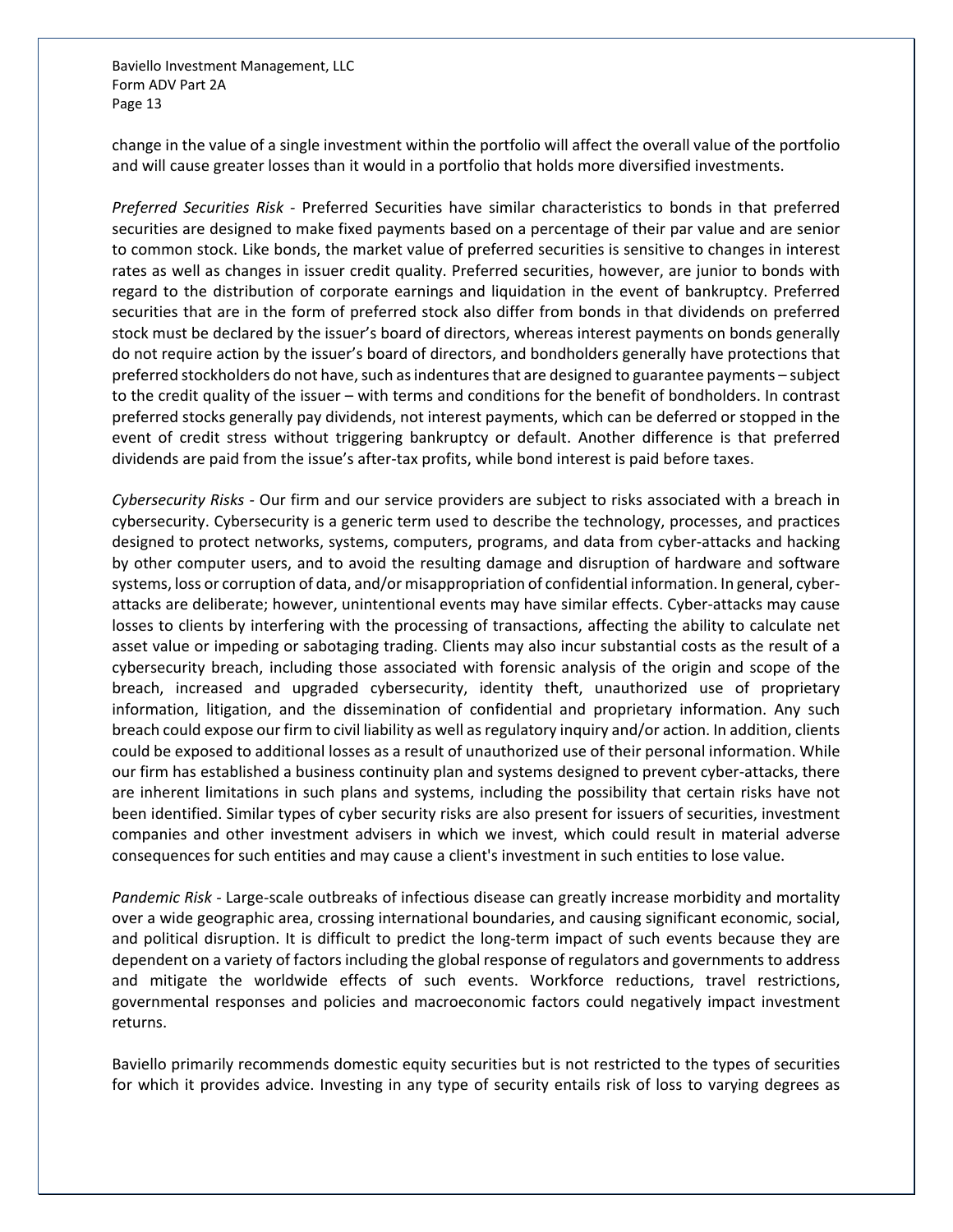change in the value of a single investment within the portfolio will affect the overall value of the portfolio and will cause greater losses than it would in a portfolio that holds more diversified investments.

*Preferred Securities Risk* - Preferred Securities have similar characteristics to bonds in that preferred securities are designed to make fixed payments based on a percentage of their par value and are senior to common stock. Like bonds, the market value of preferred securities is sensitive to changes in interest rates as well as changes in issuer credit quality. Preferred securities, however, are junior to bonds with regard to the distribution of corporate earnings and liquidation in the event of bankruptcy. Preferred securities that are in the form of preferred stock also differ from bonds in that dividends on preferred stock must be declared by the issuer's board of directors, whereas interest payments on bonds generally do not require action by the issuer's board of directors, and bondholders generally have protections that preferred stockholders do not have, such as indentures that are designed to guarantee payments – subject to the credit quality of the issuer – with terms and conditions for the benefit of bondholders. In contrast preferred stocks generally pay dividends, not interest payments, which can be deferred or stopped in the event of credit stress without triggering bankruptcy or default. Another difference is that preferred dividends are paid from the issue's after-tax profits, while bond interest is paid before taxes.

*Cybersecurity Risks* - Our firm and our service providers are subject to risks associated with a breach in cybersecurity. Cybersecurity is a generic term used to describe the technology, processes, and practices designed to protect networks, systems, computers, programs, and data from cyber-attacks and hacking by other computer users, and to avoid the resulting damage and disruption of hardware and software systems, loss or corruption of data, and/or misappropriation of confidential information. In general, cyber-attacks are deliberate; however, unintentional events may have similar effects. Cyber-attacks may cause losses to clients by interfering with the processing of transactions, affecting the ability to calculate net asset value or impeding or sabotaging trading. Clients may also incur substantial costs as the result of a cybersecurity breach, including those associated with forensic analysis of the origin and scope of the breach, increased and upgraded cybersecurity, identity theft, unauthorized use of proprietary information, litigation, and the dissemination of confidential and proprietary information. Any such breach could expose our firm to civil liability as well as regulatory inquiry and/or action. In addition, clients could be exposed to additional losses as a result of unauthorized use of their personal information. While our firm has established a business continuity plan and systems designed to prevent cyber-attacks, there are inherent limitations in such plans and systems, including the possibility that certain risks have not been identified. Similar types of cyber security risks are also present for issuers of securities, investment companies and other investment advisers in which we invest, which could result in material adverse consequences for such entities and may cause a client's investment in such entities to lose value.

*Pandemic Risk* - Large-scale outbreaks of infectious disease can greatly increase morbidity and mortality over a wide geographic area, crossing international boundaries, and causing significant economic, social, and political disruption. It is difficult to predict the long-term impact of such events because they are dependent on a variety of factors including the global response of regulators and governments to address and mitigate the worldwide effects of such events. Workforce reductions, travel restrictions, governmental responses and policies and macroeconomic factors could negatively impact investment returns.

Baviello primarily recommends domestic equity securities but is not restricted to the types of securities for which it provides advice. Investing in any type of security entails risk of loss to varying degrees as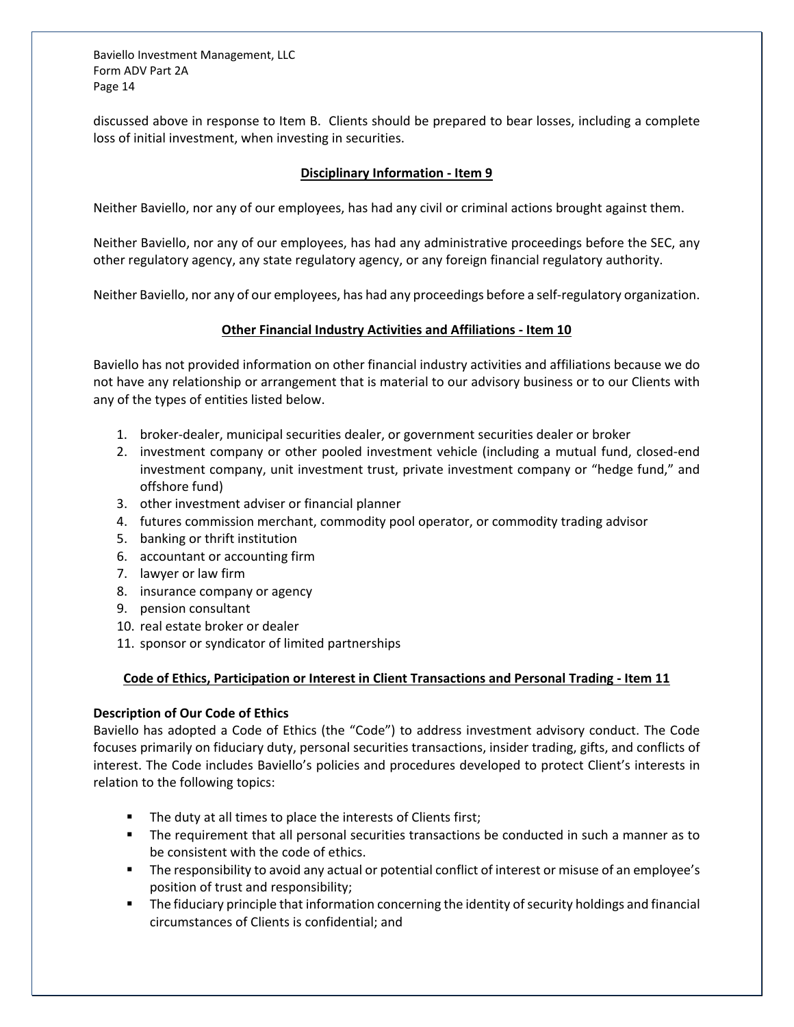discussed above in response to Item B. Clients should be prepared to bear losses, including a complete loss of initial investment, when investing in securities.

## Disciplinary Information - Item 9

Neither Baviello, nor any of our employees, has had any civil or criminal actions brought against them.

Neither Baviello, nor any of our employees, has had any administrative proceedings before the SEC, any other regulatory agency, any state regulatory agency, or any foreign financial regulatory authority.

Neither Baviello, nor any of our employees, has had any proceedings before a self-regulatory organization.

## Other Financial Industry Activities and Affiliations - Item 10

Baviello has not provided information on other financial industry activities and affiliations because we do not have any relationship or arrangement that is material to our advisory business or to our Clients with any of the types of entities listed below.

1. broker-dealer, municipal securities dealer, or government securities dealer or broker
2. investment company or other pooled investment vehicle (including a mutual fund, closed-end investment company, unit investment trust, private investment company or "hedge fund," and offshore fund)
3. other investment adviser or financial planner
4. futures commission merchant, commodity pool operator, or commodity trading advisor
5. banking or thrift institution
6. accountant or accounting firm
7. lawyer or law firm
8. insurance company or agency
9. pension consultant
10. real estate broker or dealer
11. sponsor or syndicator of limited partnerships

## Code of Ethics, Participation or Interest in Client Transactions and Personal Trading - Item 11

**Description of Our Code of Ethics**

Baviello has adopted a Code of Ethics (the "Code") to address investment advisory conduct. The Code focuses primarily on fiduciary duty, personal securities transactions, insider trading, gifts, and conflicts of interest. The Code includes Baviello's policies and procedures developed to protect Client's interests in relation to the following topics:

- The duty at all times to place the interests of Clients first;
- The requirement that all personal securities transactions be conducted in such a manner as to be consistent with the code of ethics.
- The responsibility to avoid any actual or potential conflict of interest or misuse of an employee's position of trust and responsibility;
- The fiduciary principle that information concerning the identity of security holdings and financial circumstances of Clients is confidential; and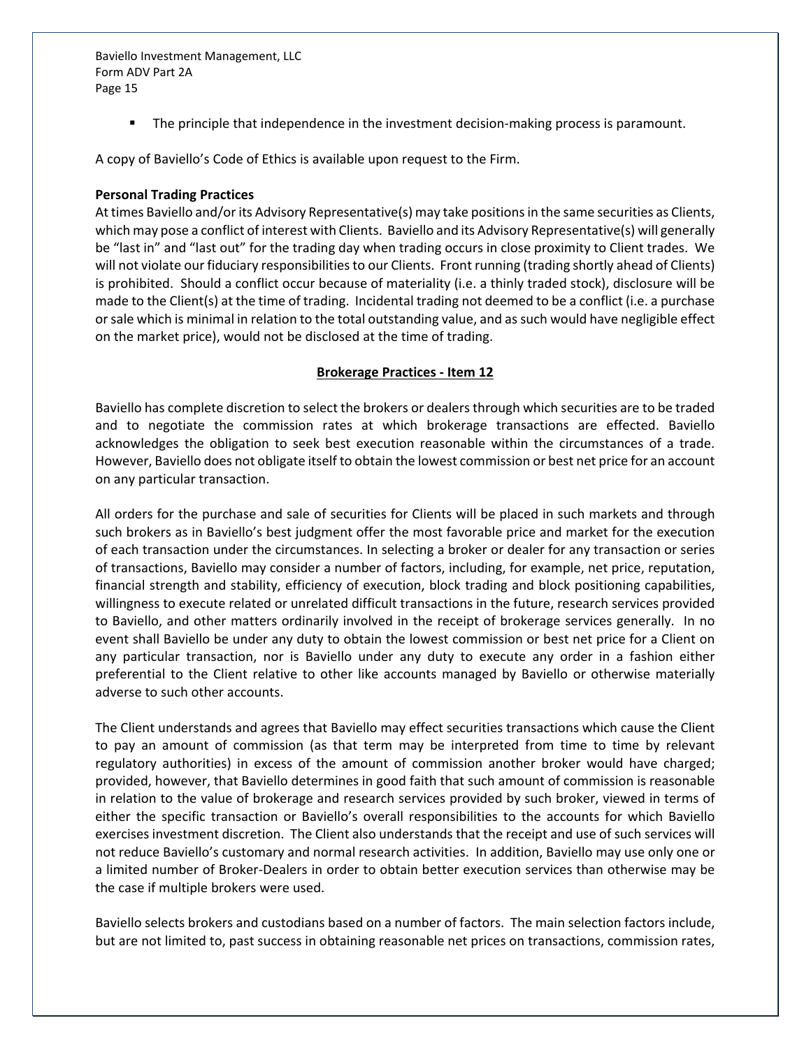- The principle that independence in the investment decision-making process is paramount.

A copy of Baviello's Code of Ethics is available upon request to the Firm.

**Personal Trading Practices**

At times Baviello and/or its Advisory Representative(s) may take positions in the same securities as Clients, which may pose a conflict of interest with Clients. Baviello and its Advisory Representative(s) will generally be "last in" and "last out" for the trading day when trading occurs in close proximity to Client trades. We will not violate our fiduciary responsibilities to our Clients. Front running (trading shortly ahead of Clients) is prohibited. Should a conflict occur because of materiality (i.e. a thinly traded stock), disclosure will be made to the Client(s) at the time of trading. Incidental trading not deemed to be a conflict (i.e. a purchase or sale which is minimal in relation to the total outstanding value, and as such would have negligible effect on the market price), would not be disclosed at the time of trading.

## Brokerage Practices - Item 12

Baviello has complete discretion to select the brokers or dealers through which securities are to be traded and to negotiate the commission rates at which brokerage transactions are effected. Baviello acknowledges the obligation to seek best execution reasonable within the circumstances of a trade. However, Baviello does not obligate itself to obtain the lowest commission or best net price for an account on any particular transaction.

All orders for the purchase and sale of securities for Clients will be placed in such markets and through such brokers as in Baviello's best judgment offer the most favorable price and market for the execution of each transaction under the circumstances. In selecting a broker or dealer for any transaction or series of transactions, Baviello may consider a number of factors, including, for example, net price, reputation, financial strength and stability, efficiency of execution, block trading and block positioning capabilities, willingness to execute related or unrelated difficult transactions in the future, research services provided to Baviello, and other matters ordinarily involved in the receipt of brokerage services generally. In no event shall Baviello be under any duty to obtain the lowest commission or best net price for a Client on any particular transaction, nor is Baviello under any duty to execute any order in a fashion either preferential to the Client relative to other like accounts managed by Baviello or otherwise materially adverse to such other accounts.

The Client understands and agrees that Baviello may effect securities transactions which cause the Client to pay an amount of commission (as that term may be interpreted from time to time by relevant regulatory authorities) in excess of the amount of commission another broker would have charged; provided, however, that Baviello determines in good faith that such amount of commission is reasonable in relation to the value of brokerage and research services provided by such broker, viewed in terms of either the specific transaction or Baviello's overall responsibilities to the accounts for which Baviello exercises investment discretion. The Client also understands that the receipt and use of such services will not reduce Baviello's customary and normal research activities. In addition, Baviello may use only one or a limited number of Broker-Dealers in order to obtain better execution services than otherwise may be the case if multiple brokers were used.

Baviello selects brokers and custodians based on a number of factors. The main selection factors include, but are not limited to, past success in obtaining reasonable net prices on transactions, commission rates,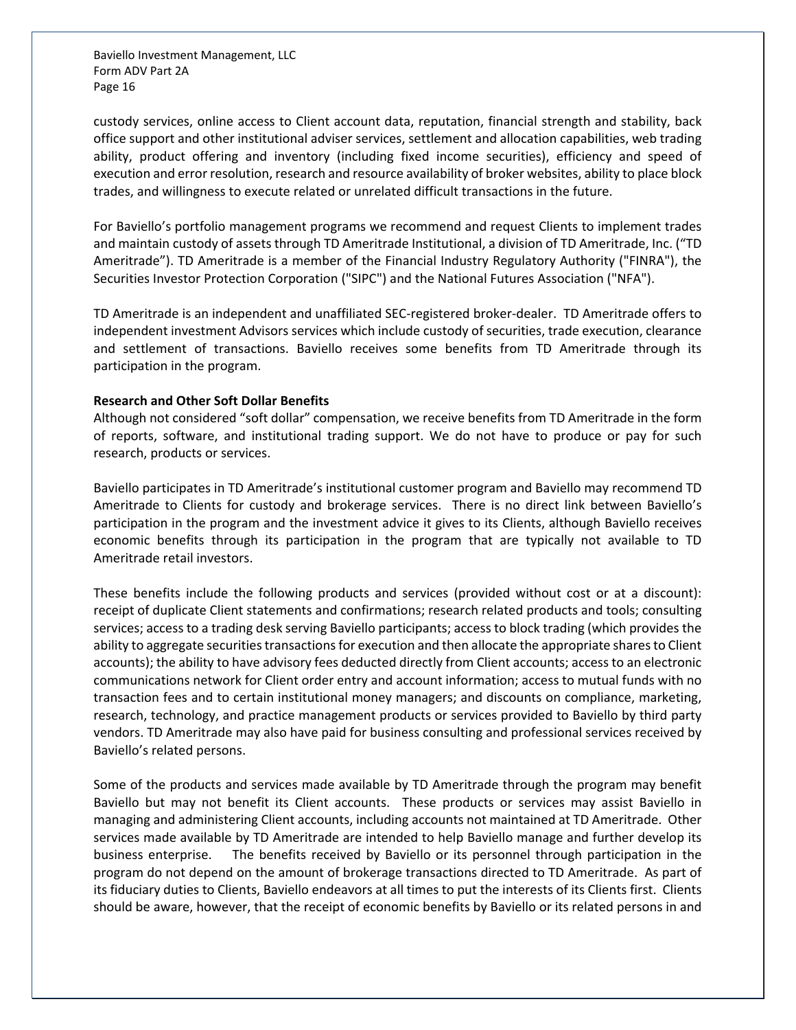custody services, online access to Client account data, reputation, financial strength and stability, back office support and other institutional adviser services, settlement and allocation capabilities, web trading ability, product offering and inventory (including fixed income securities), efficiency and speed of execution and error resolution, research and resource availability of broker websites, ability to place block trades, and willingness to execute related or unrelated difficult transactions in the future.

For Baviello's portfolio management programs we recommend and request Clients to implement trades and maintain custody of assets through TD Ameritrade Institutional, a division of TD Ameritrade, Inc. ("TD Ameritrade"). TD Ameritrade is a member of the Financial Industry Regulatory Authority ("FINRA"), the Securities Investor Protection Corporation ("SIPC") and the National Futures Association ("NFA").

TD Ameritrade is an independent and unaffiliated SEC-registered broker-dealer. TD Ameritrade offers to independent investment Advisors services which include custody of securities, trade execution, clearance and settlement of transactions. Baviello receives some benefits from TD Ameritrade through its participation in the program.

**Research and Other Soft Dollar Benefits**

Although not considered "soft dollar" compensation, we receive benefits from TD Ameritrade in the form of reports, software, and institutional trading support. We do not have to produce or pay for such research, products or services.

Baviello participates in TD Ameritrade's institutional customer program and Baviello may recommend TD Ameritrade to Clients for custody and brokerage services. There is no direct link between Baviello's participation in the program and the investment advice it gives to its Clients, although Baviello receives economic benefits through its participation in the program that are typically not available to TD Ameritrade retail investors.

These benefits include the following products and services (provided without cost or at a discount): receipt of duplicate Client statements and confirmations; research related products and tools; consulting services; access to a trading desk serving Baviello participants; access to block trading (which provides the ability to aggregate securities transactions for execution and then allocate the appropriate shares to Client accounts); the ability to have advisory fees deducted directly from Client accounts; access to an electronic communications network for Client order entry and account information; access to mutual funds with no transaction fees and to certain institutional money managers; and discounts on compliance, marketing, research, technology, and practice management products or services provided to Baviello by third party vendors. TD Ameritrade may also have paid for business consulting and professional services received by Baviello's related persons.

Some of the products and services made available by TD Ameritrade through the program may benefit Baviello but may not benefit its Client accounts. These products or services may assist Baviello in managing and administering Client accounts, including accounts not maintained at TD Ameritrade. Other services made available by TD Ameritrade are intended to help Baviello manage and further develop its business enterprise. The benefits received by Baviello or its personnel through participation in the program do not depend on the amount of brokerage transactions directed to TD Ameritrade. As part of its fiduciary duties to Clients, Baviello endeavors at all times to put the interests of its Clients first. Clients should be aware, however, that the receipt of economic benefits by Baviello or its related persons in and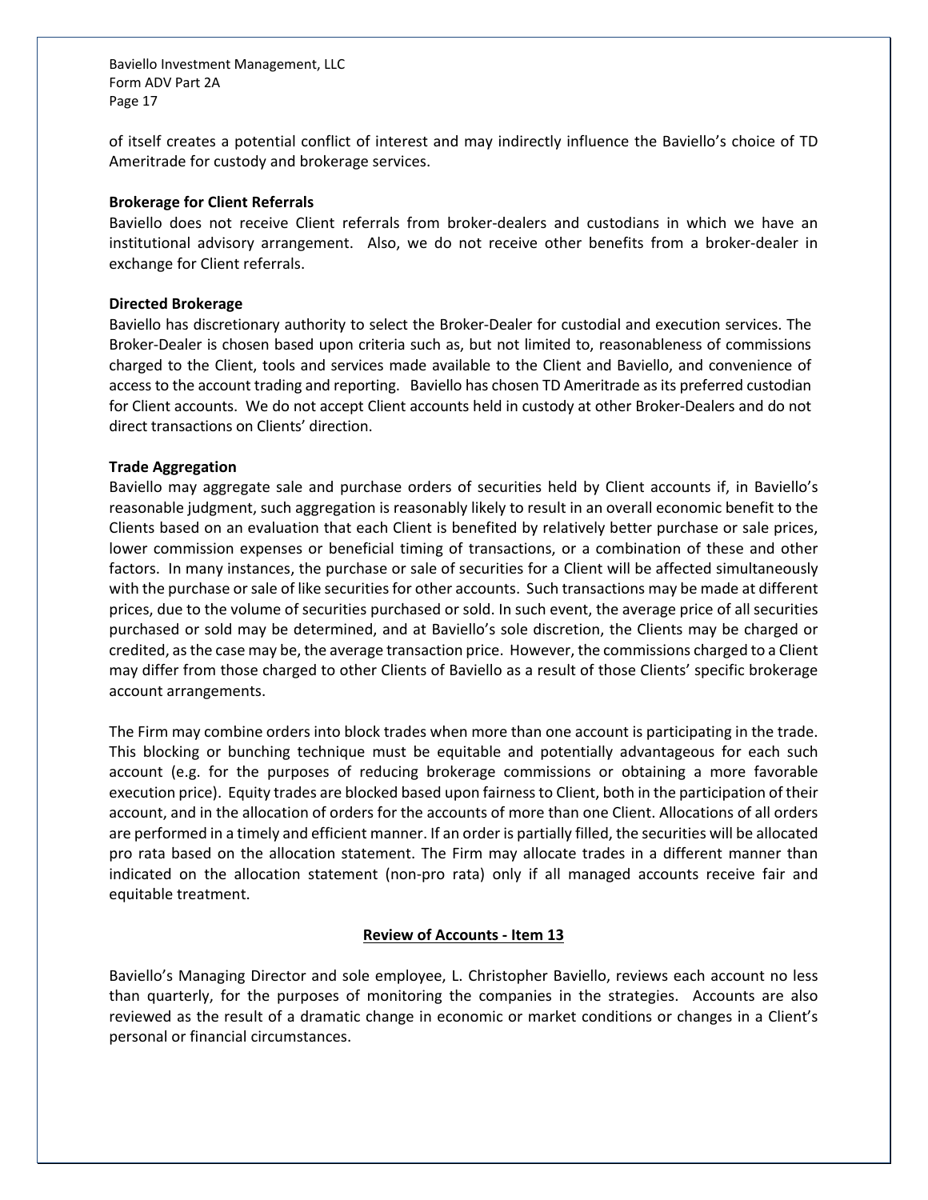of itself creates a potential conflict of interest and may indirectly influence the Baviello's choice of TD Ameritrade for custody and brokerage services.

**Brokerage for Client Referrals**

Baviello does not receive Client referrals from broker-dealers and custodians in which we have an institutional advisory arrangement. Also, we do not receive other benefits from a broker-dealer in exchange for Client referrals.

**Directed Brokerage**

Baviello has discretionary authority to select the Broker-Dealer for custodial and execution services. The Broker-Dealer is chosen based upon criteria such as, but not limited to, reasonableness of commissions charged to the Client, tools and services made available to the Client and Baviello, and convenience of access to the account trading and reporting. Baviello has chosen TD Ameritrade as its preferred custodian for Client accounts. We do not accept Client accounts held in custody at other Broker-Dealers and do not direct transactions on Clients' direction.

**Trade Aggregation**

Baviello may aggregate sale and purchase orders of securities held by Client accounts if, in Baviello's reasonable judgment, such aggregation is reasonably likely to result in an overall economic benefit to the Clients based on an evaluation that each Client is benefited by relatively better purchase or sale prices, lower commission expenses or beneficial timing of transactions, or a combination of these and other factors. In many instances, the purchase or sale of securities for a Client will be affected simultaneously with the purchase or sale of like securities for other accounts. Such transactions may be made at different prices, due to the volume of securities purchased or sold. In such event, the average price of all securities purchased or sold may be determined, and at Baviello's sole discretion, the Clients may be charged or credited, as the case may be, the average transaction price. However, the commissions charged to a Client may differ from those charged to other Clients of Baviello as a result of those Clients' specific brokerage account arrangements.

The Firm may combine orders into block trades when more than one account is participating in the trade. This blocking or bunching technique must be equitable and potentially advantageous for each such account (e.g. for the purposes of reducing brokerage commissions or obtaining a more favorable execution price). Equity trades are blocked based upon fairness to Client, both in the participation of their account, and in the allocation of orders for the accounts of more than one Client. Allocations of all orders are performed in a timely and efficient manner. If an order is partially filled, the securities will be allocated pro rata based on the allocation statement. The Firm may allocate trades in a different manner than indicated on the allocation statement (non-pro rata) only if all managed accounts receive fair and equitable treatment.

## Review of Accounts - Item 13

Baviello's Managing Director and sole employee, L. Christopher Baviello, reviews each account no less than quarterly, for the purposes of monitoring the companies in the strategies. Accounts are also reviewed as the result of a dramatic change in economic or market conditions or changes in a Client's personal or financial circumstances.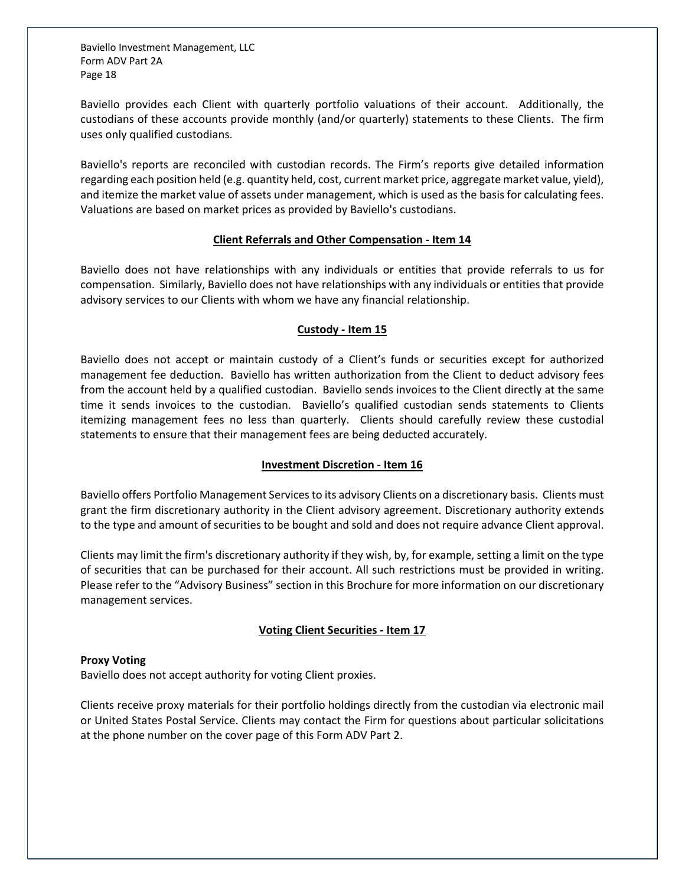Baviello provides each Client with quarterly portfolio valuations of their account. Additionally, the custodians of these accounts provide monthly (and/or quarterly) statements to these Clients. The firm uses only qualified custodians.

Baviello's reports are reconciled with custodian records. The Firm's reports give detailed information regarding each position held (e.g. quantity held, cost, current market price, aggregate market value, yield), and itemize the market value of assets under management, which is used as the basis for calculating fees. Valuations are based on market prices as provided by Baviello's custodians.

## Client Referrals and Other Compensation - Item 14

Baviello does not have relationships with any individuals or entities that provide referrals to us for compensation. Similarly, Baviello does not have relationships with any individuals or entities that provide advisory services to our Clients with whom we have any financial relationship.

## Custody - Item 15

Baviello does not accept or maintain custody of a Client's funds or securities except for authorized management fee deduction. Baviello has written authorization from the Client to deduct advisory fees from the account held by a qualified custodian. Baviello sends invoices to the Client directly at the same time it sends invoices to the custodian. Baviello's qualified custodian sends statements to Clients itemizing management fees no less than quarterly. Clients should carefully review these custodial statements to ensure that their management fees are being deducted accurately.

## Investment Discretion - Item 16

Baviello offers Portfolio Management Services to its advisory Clients on a discretionary basis. Clients must grant the firm discretionary authority in the Client advisory agreement. Discretionary authority extends to the type and amount of securities to be bought and sold and does not require advance Client approval.

Clients may limit the firm's discretionary authority if they wish, by, for example, setting a limit on the type of securities that can be purchased for their account. All such restrictions must be provided in writing. Please refer to the "Advisory Business" section in this Brochure for more information on our discretionary management services.

## Voting Client Securities - Item 17

**Proxy Voting**

Baviello does not accept authority for voting Client proxies.

Clients receive proxy materials for their portfolio holdings directly from the custodian via electronic mail or United States Postal Service. Clients may contact the Firm for questions about particular solicitations at the phone number on the cover page of this Form ADV Part 2.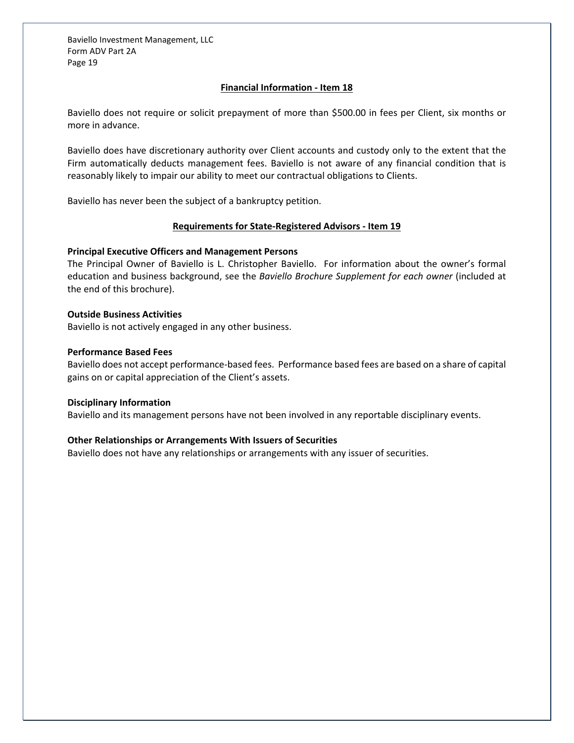## Financial Information - Item 18

Baviello does not require or solicit prepayment of more than $500.00 in fees per Client, six months or more in advance.

Baviello does have discretionary authority over Client accounts and custody only to the extent that the Firm automatically deducts management fees. Baviello is not aware of any financial condition that is reasonably likely to impair our ability to meet our contractual obligations to Clients.

Baviello has never been the subject of a bankruptcy petition.

## Requirements for State-Registered Advisors - Item 19

**Principal Executive Officers and Management Persons**

The Principal Owner of Baviello is L. Christopher Baviello. For information about the owner's formal education and business background, see the *Baviello Brochure Supplement for each owner* (included at the end of this brochure).

**Outside Business Activities**

Baviello is not actively engaged in any other business.

**Performance Based Fees**

Baviello does not accept performance-based fees. Performance based fees are based on a share of capital gains on or capital appreciation of the Client's assets.

**Disciplinary Information**

Baviello and its management persons have not been involved in any reportable disciplinary events.

**Other Relationships or Arrangements With Issuers of Securities**

Baviello does not have any relationships or arrangements with any issuer of securities.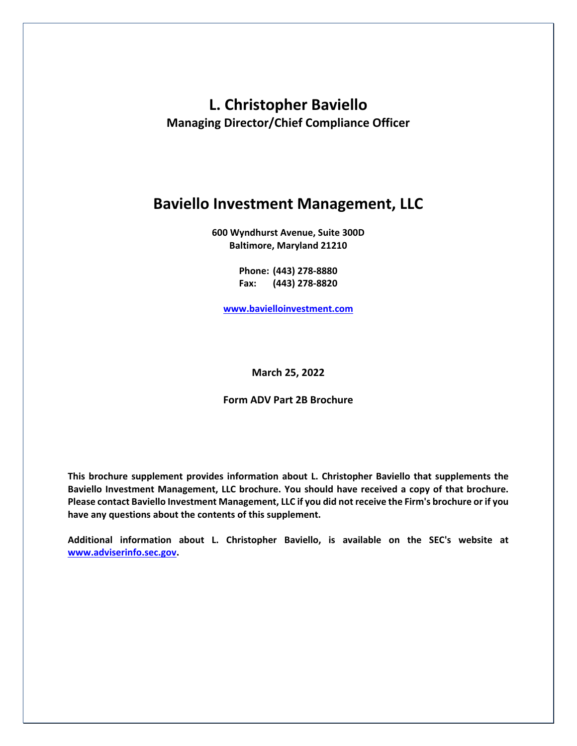# L. Christopher Baviello

**Managing Director/Chief Compliance Officer**

## Baviello Investment Management, LLC

**600 Wyndhurst Avenue, Suite 300D**
**Baltimore, Maryland 21210**

**Phone: (443) 278-8880**
**Fax: (443) 278-8820**

**www.bavielloinvestment.com**

**March 25, 2022**

**Form ADV Part 2B Brochure**

**This brochure supplement provides information about L. Christopher Baviello that supplements the Baviello Investment Management, LLC brochure. You should have received a copy of that brochure. Please contact Baviello Investment Management, LLC if you did not receive the Firm's brochure or if you have any questions about the contents of this supplement.**

**Additional information about L. Christopher Baviello, is available on the SEC's website at www.adviserinfo.sec.gov.**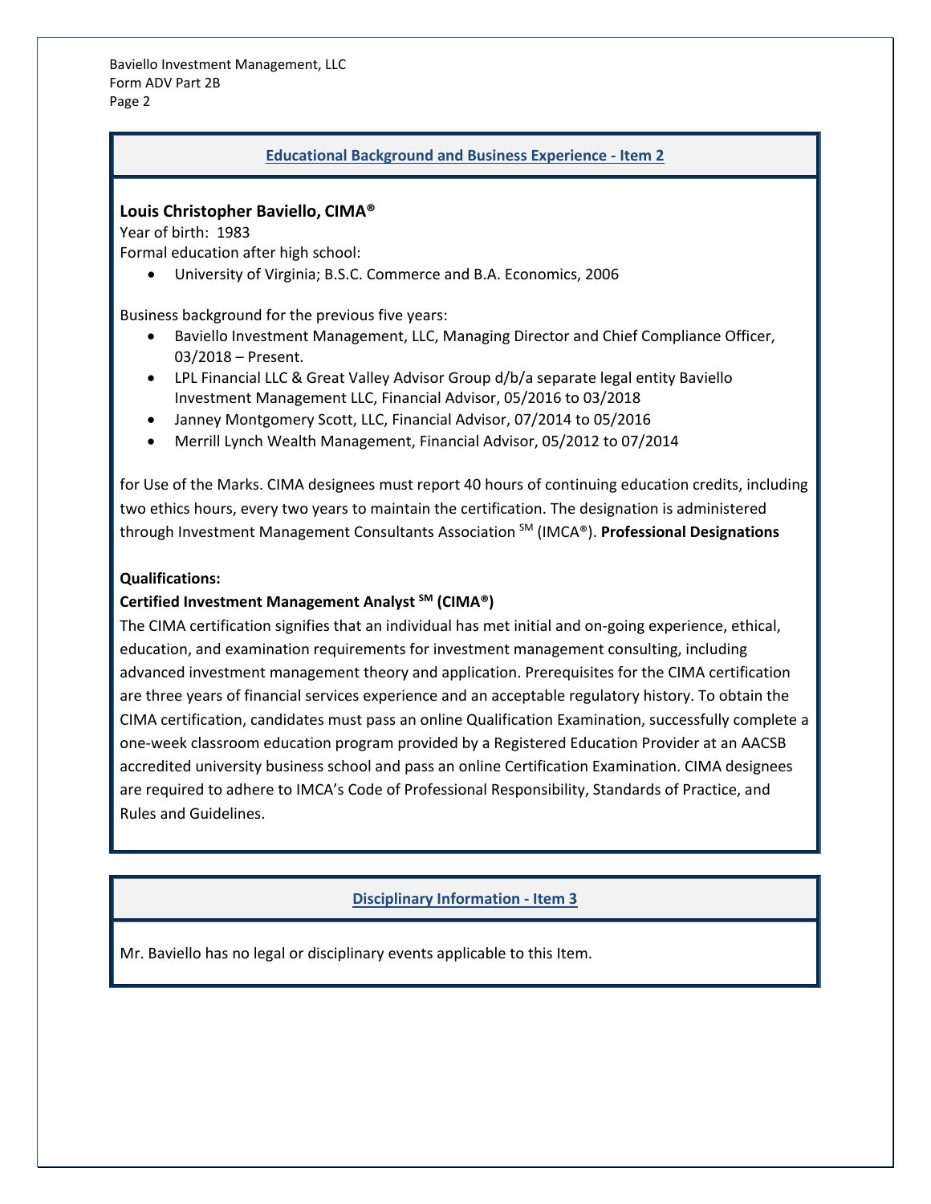## Educational Background and Business Experience - Item 2

**Louis Christopher Baviello, CIMA®**

Year of birth: 1983

Formal education after high school:

- University of Virginia; B.S.C. Commerce and B.A. Economics, 2006

Business background for the previous five years:

- Baviello Investment Management, LLC, Managing Director and Chief Compliance Officer, 03/2018 – Present.
- LPL Financial LLC & Great Valley Advisor Group d/b/a separate legal entity Baviello Investment Management LLC, Financial Advisor, 05/2016 to 03/2018
- Janney Montgomery Scott, LLC, Financial Advisor, 07/2014 to 05/2016
- Merrill Lynch Wealth Management, Financial Advisor, 05/2012 to 07/2014

for Use of the Marks. CIMA designees must report 40 hours of continuing education credits, including two ethics hours, every two years to maintain the certification. The designation is administered through Investment Management Consultants Association SM (IMCA®). **Professional Designations**

**Qualifications:**

**Certified Investment Management Analyst SM (CIMA®)**

The CIMA certification signifies that an individual has met initial and on-going experience, ethical, education, and examination requirements for investment management consulting, including advanced investment management theory and application. Prerequisites for the CIMA certification are three years of financial services experience and an acceptable regulatory history. To obtain the CIMA certification, candidates must pass an online Qualification Examination, successfully complete a one-week classroom education program provided by a Registered Education Provider at an AACSB accredited university business school and pass an online Certification Examination. CIMA designees are required to adhere to IMCA's Code of Professional Responsibility, Standards of Practice, and Rules and Guidelines.

## Disciplinary Information - Item 3

Mr. Baviello has no legal or disciplinary events applicable to this Item.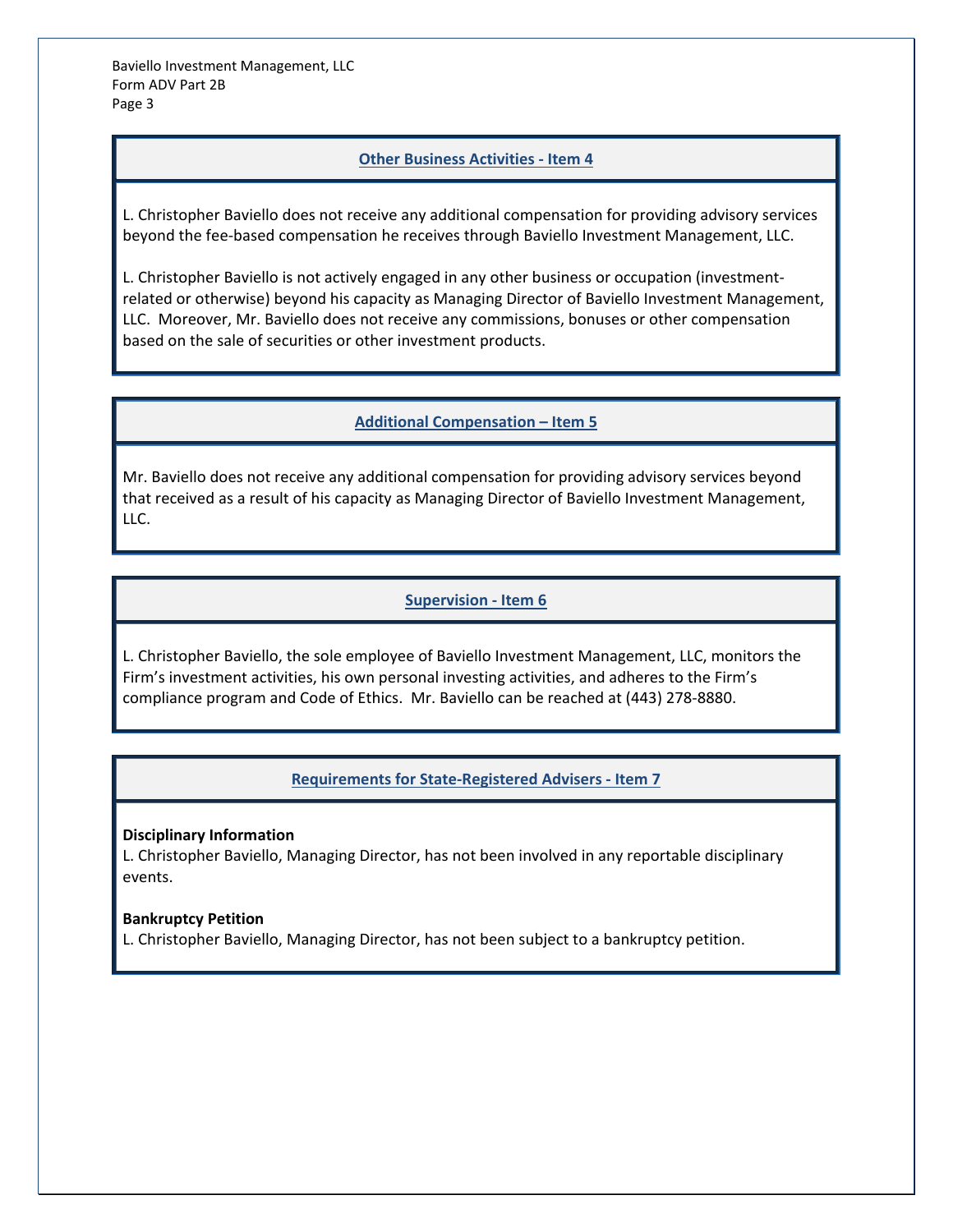## Other Business Activities - Item 4

L. Christopher Baviello does not receive any additional compensation for providing advisory services beyond the fee-based compensation he receives through Baviello Investment Management, LLC.

L. Christopher Baviello is not actively engaged in any other business or occupation (investment-related or otherwise) beyond his capacity as Managing Director of Baviello Investment Management, LLC. Moreover, Mr. Baviello does not receive any commissions, bonuses or other compensation based on the sale of securities or other investment products.

## Additional Compensation – Item 5

Mr. Baviello does not receive any additional compensation for providing advisory services beyond that received as a result of his capacity as Managing Director of Baviello Investment Management, LLC.

## Supervision - Item 6

L. Christopher Baviello, the sole employee of Baviello Investment Management, LLC, monitors the Firm's investment activities, his own personal investing activities, and adheres to the Firm's compliance program and Code of Ethics. Mr. Baviello can be reached at (443) 278-8880.

## Requirements for State-Registered Advisers - Item 7

**Disciplinary Information**
L. Christopher Baviello, Managing Director, has not been involved in any reportable disciplinary events.

**Bankruptcy Petition**
L. Christopher Baviello, Managing Director, has not been subject to a bankruptcy petition.